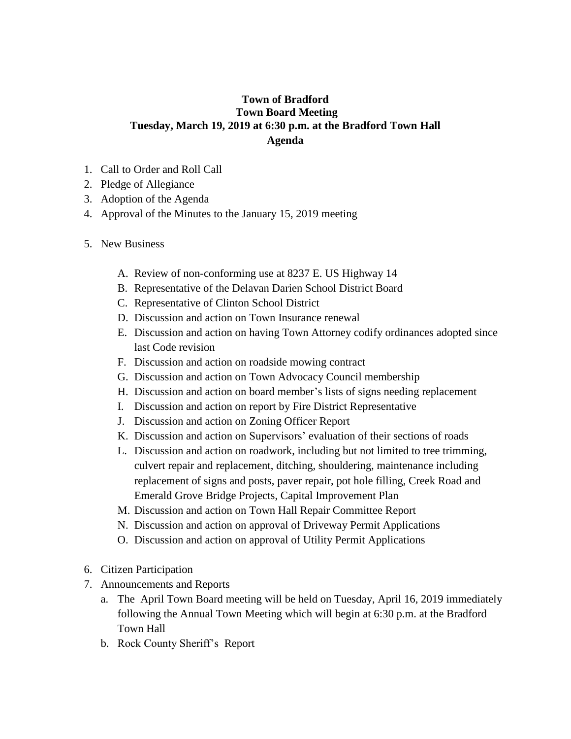# Town of Bradford
## Town Board Meeting
## Tuesday, March 19, 2019 at 6:30 p.m. at the Bradford Town Hall
## Agenda

1. Call to Order and Roll Call
2. Pledge of Allegiance
3. Adoption of the Agenda
4. Approval of the Minutes to the January 15, 2019 meeting

5. New Business

    A. Review of non-conforming use at 8237 E. US Highway 14
    B. Representative of the Delavan Darien School District Board
    C. Representative of Clinton School District
    D. Discussion and action on Town Insurance renewal
    E. Discussion and action on having Town Attorney codify ordinances adopted since last Code revision
    F. Discussion and action on roadside mowing contract
    G. Discussion and action on Town Advocacy Council membership
    H. Discussion and action on board member's lists of signs needing replacement
    I. Discussion and action on report by Fire District Representative
    J. Discussion and action on Zoning Officer Report
    K. Discussion and action on Supervisors' evaluation of their sections of roads
    L. Discussion and action on roadwork, including but not limited to tree trimming, culvert repair and replacement, ditching, shouldering, maintenance including replacement of signs and posts, paver repair, pot hole filling, Creek Road and Emerald Grove Bridge Projects, Capital Improvement Plan
    M. Discussion and action on Town Hall Repair Committee Report
    N. Discussion and action on approval of Driveway Permit Applications
    O. Discussion and action on approval of Utility Permit Applications

6. Citizen Participation
7. Announcements and Reports
    a. The April Town Board meeting will be held on Tuesday, April 16, 2019 immediately following the Annual Town Meeting which will begin at 6:30 p.m. at the Bradford Town Hall
    b. Rock County Sheriff's Report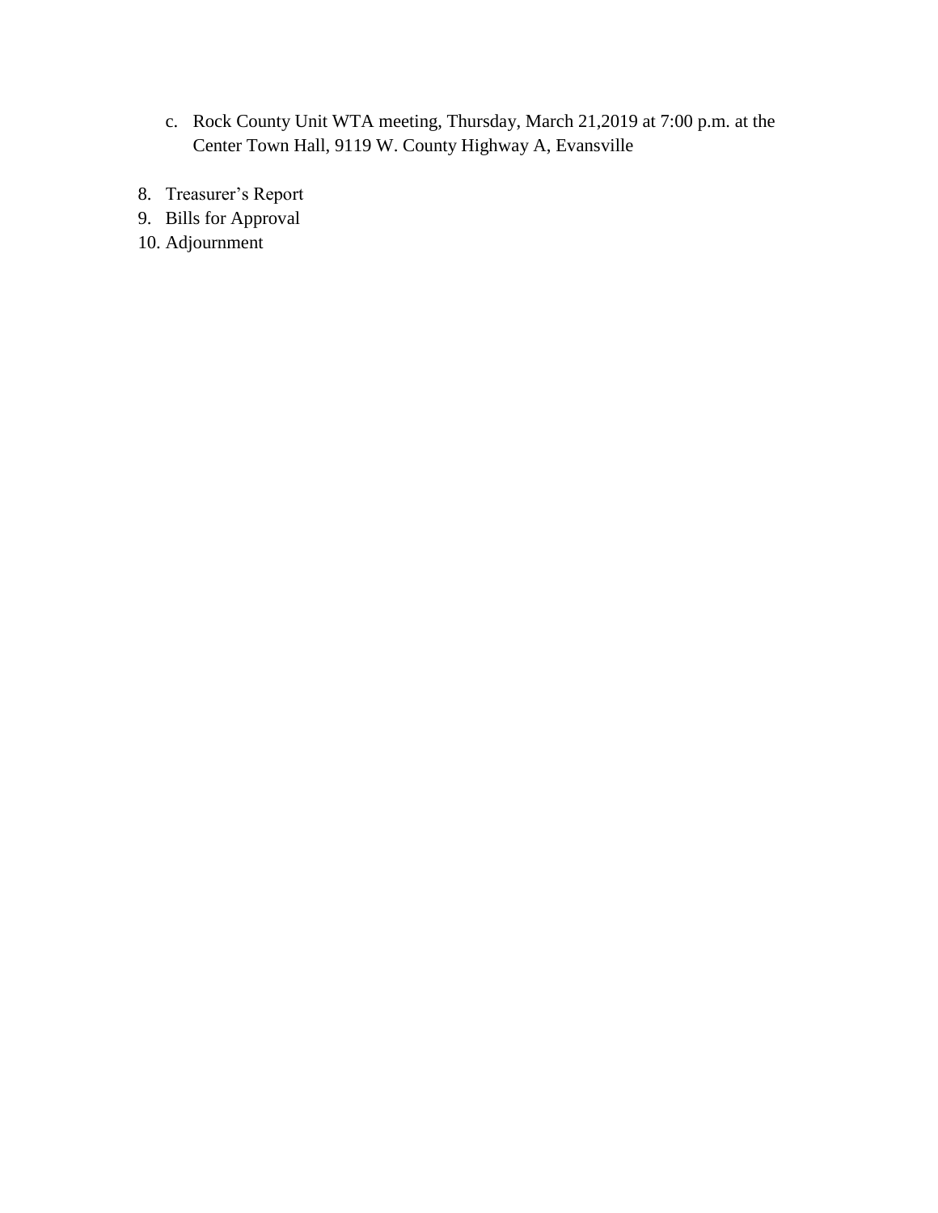c. Rock County Unit WTA meeting, Thursday, March 21,2019 at 7:00 p.m. at the Center Town Hall, 9119 W. County Highway A, Evansville

8. Treasurer's Report
9. Bills for Approval
10. Adjournment